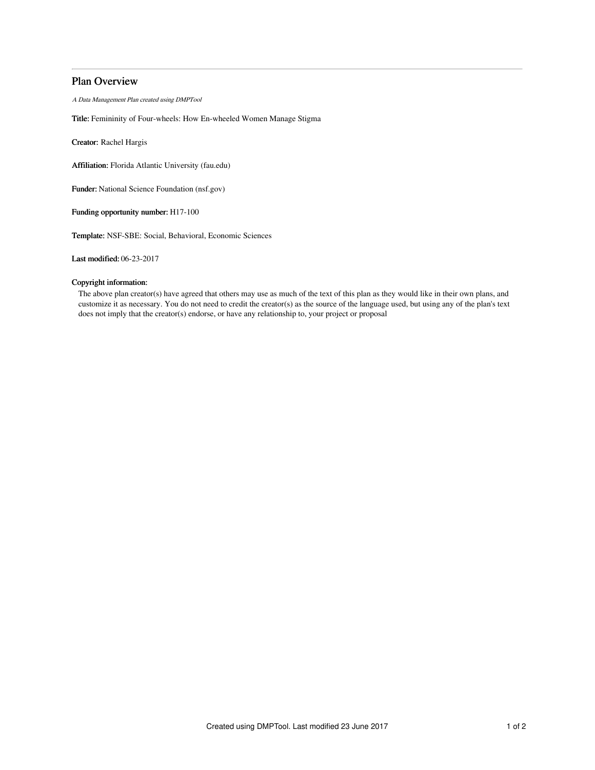# Plan Overview

*A Data Management Plan created using DMPTool*

**Title:** Femininity of Four-wheels: How En-wheeled Women Manage Stigma

**Creator:** Rachel Hargis

**Affiliation:** Florida Atlantic University (fau.edu)

**Funder:** National Science Foundation (nsf.gov)

**Funding opportunity number:** H17-100

**Template:** NSF-SBE: Social, Behavioral, Economic Sciences

**Last modified:** 06-23-2017

**Copyright information:**

The above plan creator(s) have agreed that others may use as much of the text of this plan as they would like in their own plans, and customize it as necessary. You do not need to credit the creator(s) as the source of the language used, but using any of the plan's text does not imply that the creator(s) endorse, or have any relationship to, your project or proposal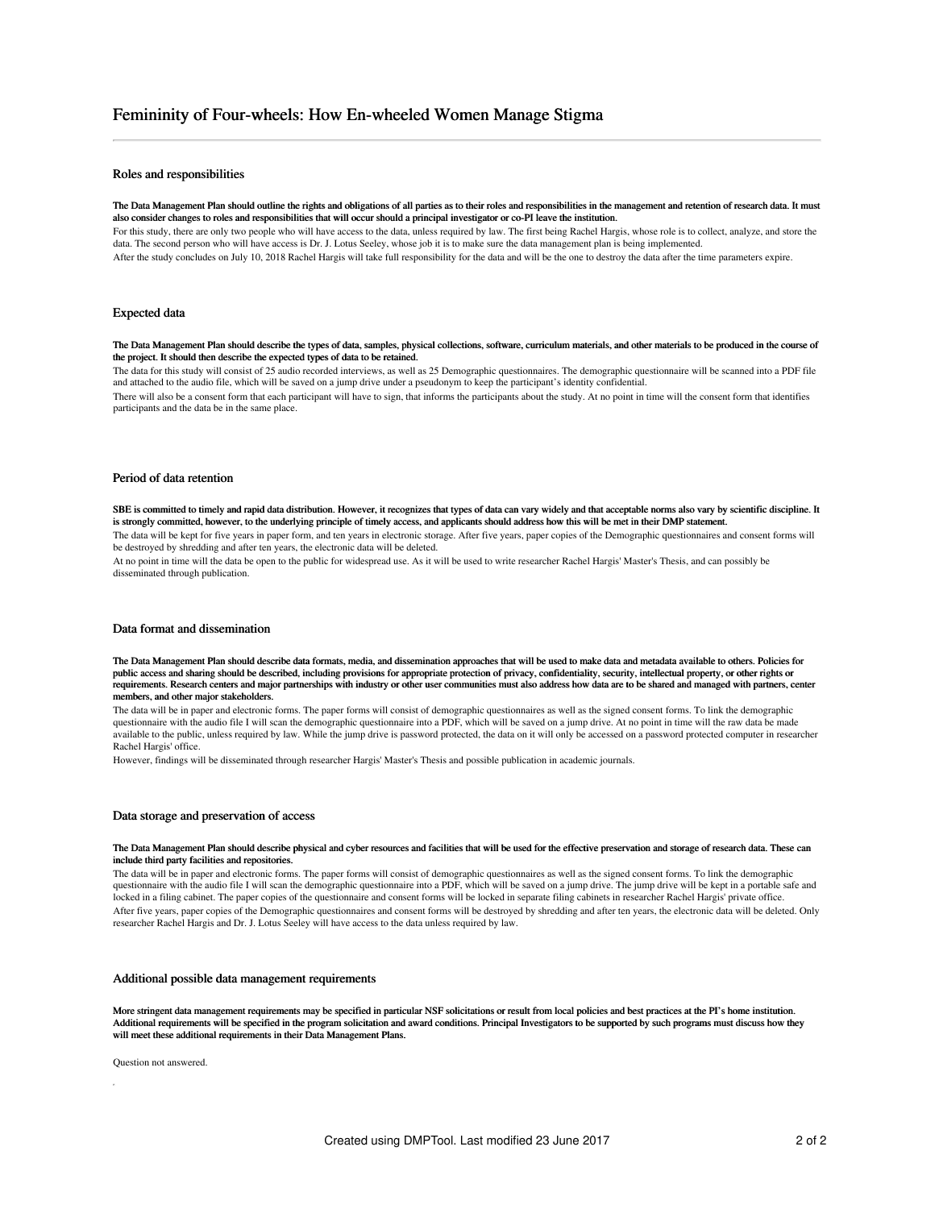# Femininity of Four-wheels: How En-wheeled Women Manage Stigma

## Roles and responsibilities

**The Data Management Plan should outline the rights and obligations of all parties as to their roles and responsibilities in the management and retention of research data. It must also consider changes to roles and responsibilities that will occur should a principal investigator or co-PI leave the institution.**

For this study, there are only two people who will have access to the data, unless required by law. The first being Rachel Hargis, whose role is to collect, analyze, and store the data. The second person who will have access is Dr. J. Lotus Seeley, whose job it is to make sure the data management plan is being implemented.

After the study concludes on July 10, 2018 Rachel Hargis will take full responsibility for the data and will be the one to destroy the data after the time parameters expire.

## Expected data

**The Data Management Plan should describe the types of data, samples, physical collections, software, curriculum materials, and other materials to be produced in the course of the project. It should then describe the expected types of data to be retained.**

The data for this study will consist of 25 audio recorded interviews, as well as 25 Demographic questionnaires. The demographic questionnaire will be scanned into a PDF file and attached to the audio file, which will be saved on a jump drive under a pseudonym to keep the participant's identity confidential.

There will also be a consent form that each participant will have to sign, that informs the participants about the study. At no point in time will the consent form that identifies participants and the data be in the same place.

## Period of data retention

**SBE is committed to timely and rapid data distribution. However, it recognizes that types of data can vary widely and that acceptable norms also vary by scientific discipline. It is strongly committed, however, to the underlying principle of timely access, and applicants should address how this will be met in their DMP statement.**

The data will be kept for five years in paper form, and ten years in electronic storage. After five years, paper copies of the Demographic questionnaires and consent forms will be destroyed by shredding and after ten years, the electronic data will be deleted.

At no point in time will the data be open to the public for widespread use. As it will be used to write researcher Rachel Hargis' Master's Thesis, and can possibly be disseminated through publication.

## Data format and dissemination

**The Data Management Plan should describe data formats, media, and dissemination approaches that will be used to make data and metadata available to others. Policies for public access and sharing should be described, including provisions for appropriate protection of privacy, confidentiality, security, intellectual property, or other rights or requirements. Research centers and major partnerships with industry or other user communities must also address how data are to be shared and managed with partners, center members, and other major stakeholders.**

The data will be in paper and electronic forms. The paper forms will consist of demographic questionnaires as well as the signed consent forms. To link the demographic questionnaire with the audio file I will scan the demographic questionnaire into a PDF, which will be saved on a jump drive. At no point in time will the raw data be made available to the public, unless required by law. While the jump drive is password protected, the data on it will only be accessed on a password protected computer in researcher Rachel Hargis' office.

However, findings will be disseminated through researcher Hargis' Master's Thesis and possible publication in academic journals.

## Data storage and preservation of access

**The Data Management Plan should describe physical and cyber resources and facilities that will be used for the effective preservation and storage of research data. These can include third party facilities and repositories.**

The data will be in paper and electronic forms. The paper forms will consist of demographic questionnaires as well as the signed consent forms. To link the demographic questionnaire with the audio file I will scan the demographic questionnaire into a PDF, which will be saved on a jump drive. The jump drive will be kept in a portable safe and locked in a filing cabinet. The paper copies of the questionnaire and consent forms will be locked in separate filing cabinets in researcher Rachel Hargis' private office.

After five years, paper copies of the Demographic questionnaires and consent forms will be destroyed by shredding and after ten years, the electronic data will be deleted. Only researcher Rachel Hargis and Dr. J. Lotus Seeley will have access to the data unless required by law.

## Additional possible data management requirements

**More stringent data management requirements may be specified in particular NSF solicitations or result from local policies and best practices at the PI's home institution. Additional requirements will be specified in the program solicitation and award conditions. Principal Investigators to be supported by such programs must discuss how they will meet these additional requirements in their Data Management Plans.**

Question not answered.

Created using DMPTool. Last modified 23 June 2017